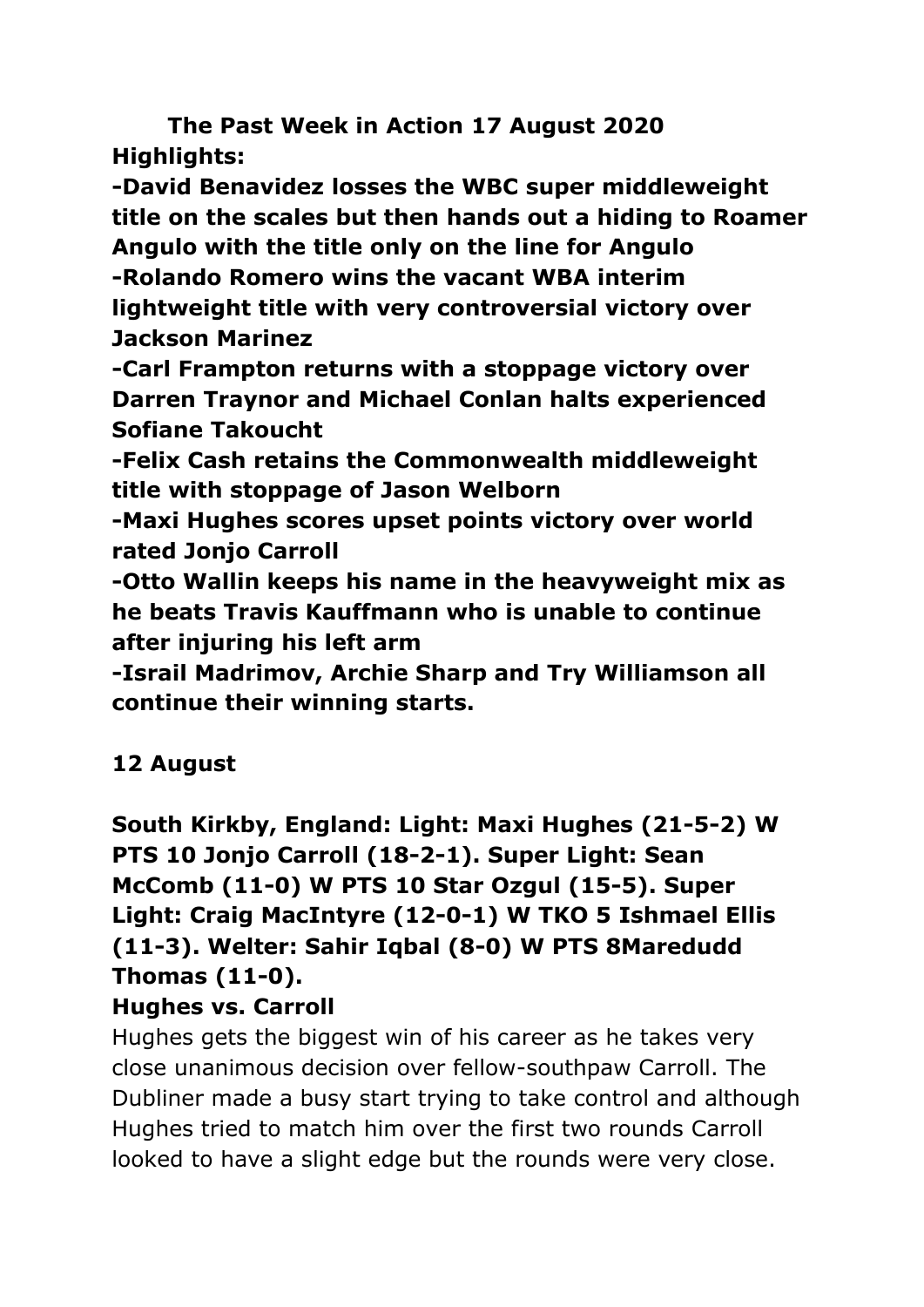# The Past Week in Action 17 August 2020

**Highlights:**

**-David Benavidez losses the WBC super middleweight title on the scales but then hands out a hiding to Roamer Angulo with the title only on the line for Angulo**

**-Rolando Romero wins the vacant WBA interim lightweight title with very controversial victory over Jackson Marinez**

**-Carl Frampton returns with a stoppage victory over Darren Traynor and Michael Conlan halts experienced Sofiane Takoucht**

**-Felix Cash retains the Commonwealth middleweight title with stoppage of Jason Welborn**

**-Maxi Hughes scores upset points victory over world rated Jonjo Carroll**

**-Otto Wallin keeps his name in the heavyweight mix as he beats Travis Kauffmann who is unable to continue after injuring his left arm**

**-Israil Madrimov, Archie Sharp and Try Williamson all continue their winning starts.**

## 12 August

**South Kirkby, England: Light: Maxi Hughes (21-5-2) W PTS 10 Jonjo Carroll (18-2-1). Super Light: Sean McComb (11-0) W PTS 10 Star Ozgul (15-5). Super Light: Craig MacIntyre (12-0-1) W TKO 5 Ishmael Ellis (11-3). Welter: Sahir Iqbal (8-0) W PTS 8Maredudd Thomas (11-0).**

**Hughes vs. Carroll**

Hughes gets the biggest win of his career as he takes very close unanimous decision over fellow-southpaw Carroll. The Dubliner made a busy start trying to take control and although Hughes tried to match him over the first two rounds Carroll looked to have a slight edge but the rounds were very close.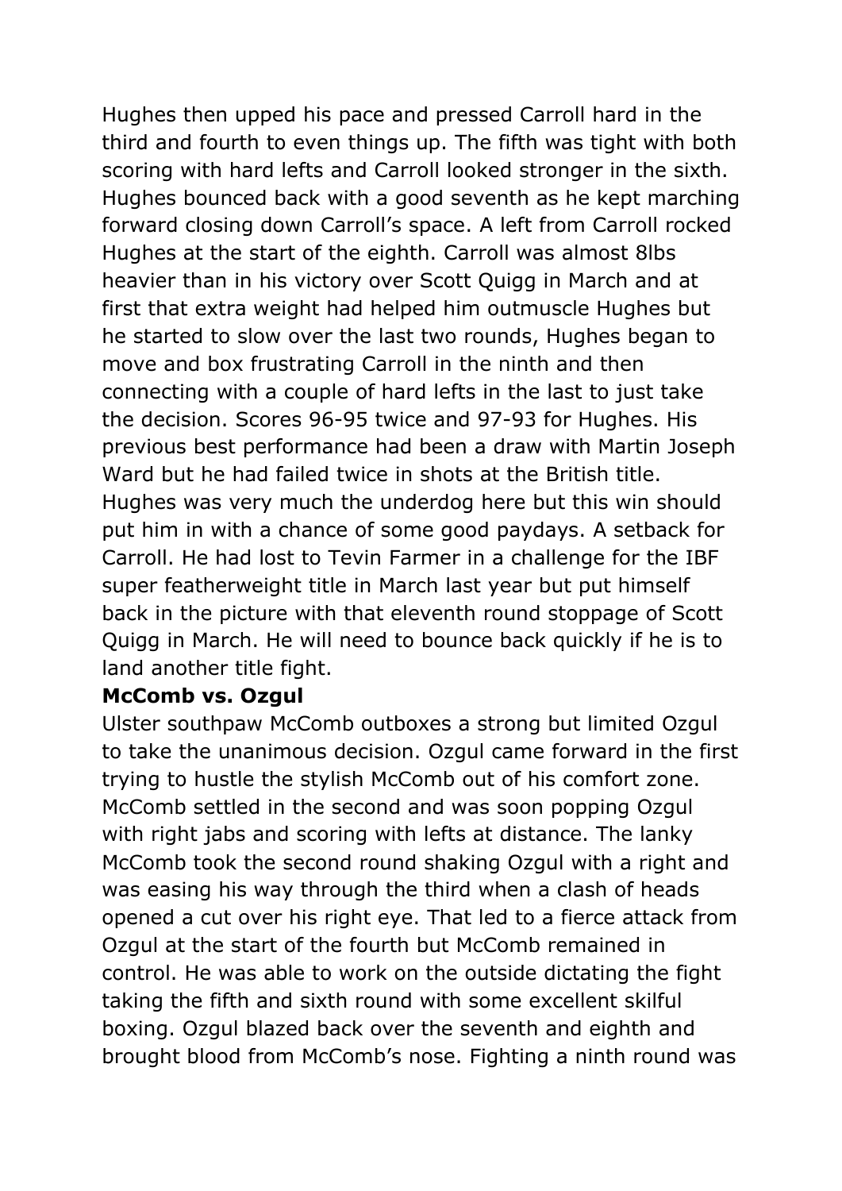Hughes then upped his pace and pressed Carroll hard in the third and fourth to even things up. The fifth was tight with both scoring with hard lefts and Carroll looked stronger in the sixth. Hughes bounced back with a good seventh as he kept marching forward closing down Carroll's space. A left from Carroll rocked Hughes at the start of the eighth. Carroll was almost 8lbs heavier than in his victory over Scott Quigg in March and at first that extra weight had helped him outmuscle Hughes but he started to slow over the last two rounds, Hughes began to move and box frustrating Carroll in the ninth and then connecting with a couple of hard lefts in the last to just take the decision. Scores 96-95 twice and 97-93 for Hughes. His previous best performance had been a draw with Martin Joseph Ward but he had failed twice in shots at the British title. Hughes was very much the underdog here but this win should put him in with a chance of some good paydays. A setback for Carroll. He had lost to Tevin Farmer in a challenge for the IBF super featherweight title in March last year but put himself back in the picture with that eleventh round stoppage of Scott Quigg in March. He will need to bounce back quickly if he is to land another title fight.

**McComb vs. Ozgul**

Ulster southpaw McComb outboxes a strong but limited Ozgul to take the unanimous decision. Ozgul came forward in the first trying to hustle the stylish McComb out of his comfort zone. McComb settled in the second and was soon popping Ozgul with right jabs and scoring with lefts at distance. The lanky McComb took the second round shaking Ozgul with a right and was easing his way through the third when a clash of heads opened a cut over his right eye. That led to a fierce attack from Ozgul at the start of the fourth but McComb remained in control. He was able to work on the outside dictating the fight taking the fifth and sixth round with some excellent skilful boxing. Ozgul blazed back over the seventh and eighth and brought blood from McComb's nose. Fighting a ninth round was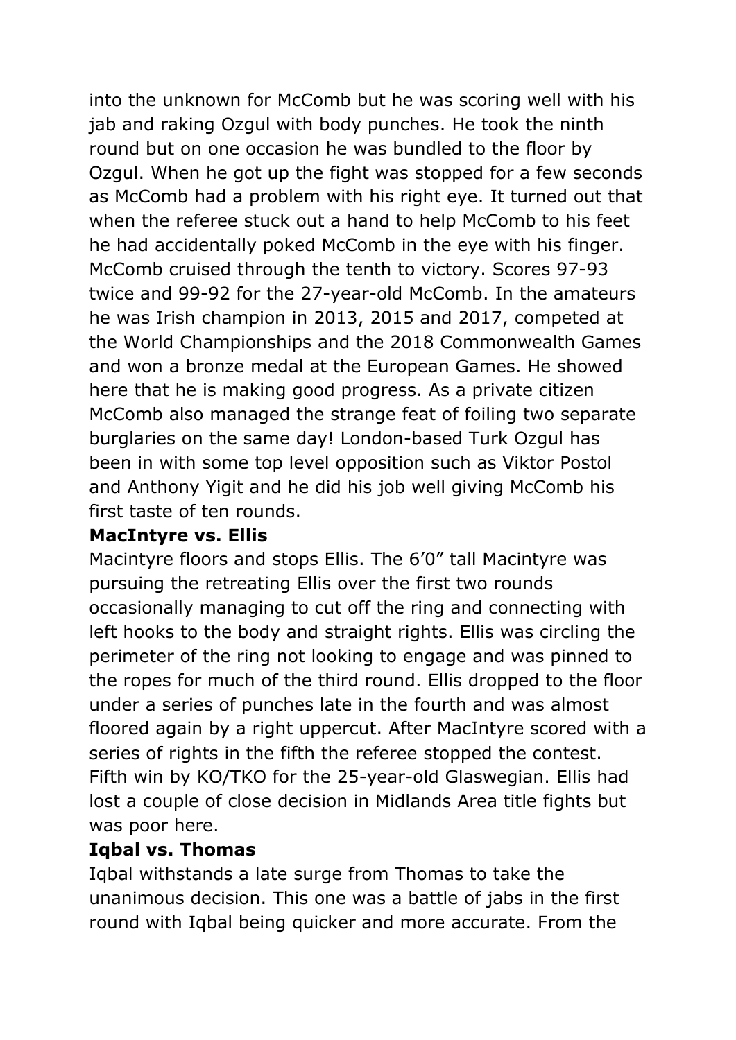into the unknown for McComb but he was scoring well with his jab and raking Ozgul with body punches. He took the ninth round but on one occasion he was bundled to the floor by Ozgul. When he got up the fight was stopped for a few seconds as McComb had a problem with his right eye. It turned out that when the referee stuck out a hand to help McComb to his feet he had accidentally poked McComb in the eye with his finger. McComb cruised through the tenth to victory. Scores 97-93 twice and 99-92 for the 27-year-old McComb. In the amateurs he was Irish champion in 2013, 2015 and 2017, competed at the World Championships and the 2018 Commonwealth Games and won a bronze medal at the European Games. He showed here that he is making good progress. As a private citizen McComb also managed the strange feat of foiling two separate burglaries on the same day! London-based Turk Ozgul has been in with some top level opposition such as Viktor Postol and Anthony Yigit and he did his job well giving McComb his first taste of ten rounds.

**MacIntyre vs. Ellis**

Macintyre floors and stops Ellis. The 6'0" tall Macintyre was pursuing the retreating Ellis over the first two rounds occasionally managing to cut off the ring and connecting with left hooks to the body and straight rights. Ellis was circling the perimeter of the ring not looking to engage and was pinned to the ropes for much of the third round. Ellis dropped to the floor under a series of punches late in the fourth and was almost floored again by a right uppercut. After MacIntyre scored with a series of rights in the fifth the referee stopped the contest. Fifth win by KO/TKO for the 25-year-old Glaswegian. Ellis had lost a couple of close decision in Midlands Area title fights but was poor here.

**Iqbal vs. Thomas**

Iqbal withstands a late surge from Thomas to take the unanimous decision. This one was a battle of jabs in the first round with Iqbal being quicker and more accurate. From the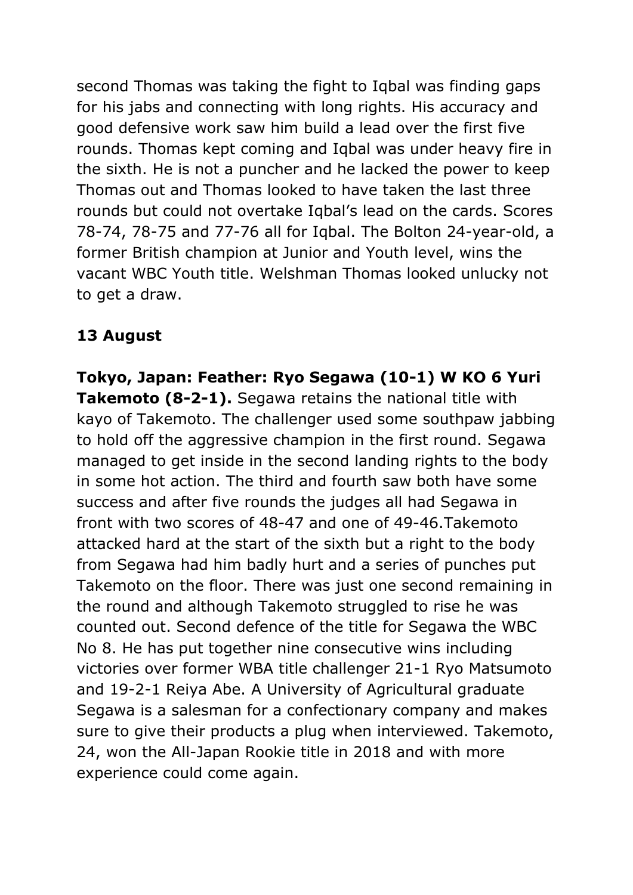second Thomas was taking the fight to Iqbal was finding gaps for his jabs and connecting with long rights. His accuracy and good defensive work saw him build a lead over the first five rounds. Thomas kept coming and Iqbal was under heavy fire in the sixth. He is not a puncher and he lacked the power to keep Thomas out and Thomas looked to have taken the last three rounds but could not overtake Iqbal's lead on the cards. Scores 78-74, 78-75 and 77-76 all for Iqbal. The Bolton 24-year-old, a former British champion at Junior and Youth level, wins the vacant WBC Youth title. Welshman Thomas looked unlucky not to get a draw.

**13 August**

**Tokyo, Japan: Feather: Ryo Segawa (10-1) W KO 6 Yuri Takemoto (8-2-1).** Segawa retains the national title with kayo of Takemoto. The challenger used some southpaw jabbing to hold off the aggressive champion in the first round. Segawa managed to get inside in the second landing rights to the body in some hot action. The third and fourth saw both have some success and after five rounds the judges all had Segawa in front with two scores of 48-47 and one of 49-46.Takemoto attacked hard at the start of the sixth but a right to the body from Segawa had him badly hurt and a series of punches put Takemoto on the floor. There was just one second remaining in the round and although Takemoto struggled to rise he was counted out. Second defence of the title for Segawa the WBC No 8. He has put together nine consecutive wins including victories over former WBA title challenger 21-1 Ryo Matsumoto and 19-2-1 Reiya Abe. A University of Agricultural graduate Segawa is a salesman for a confectionary company and makes sure to give their products a plug when interviewed. Takemoto, 24, won the All-Japan Rookie title in 2018 and with more experience could come again.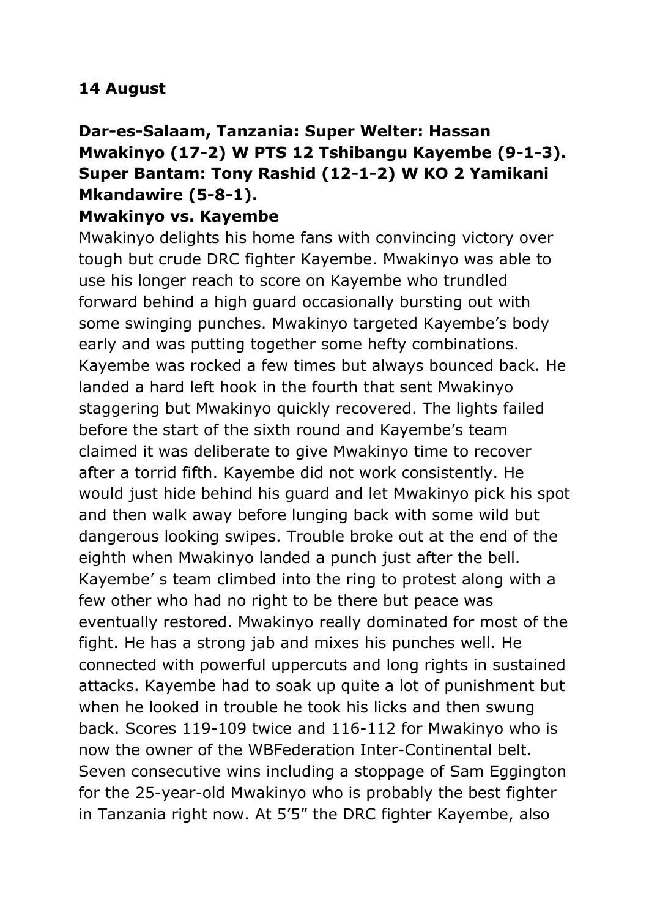**14 August**

**Dar-es-Salaam, Tanzania: Super Welter: Hassan Mwakinyo (17-2) W PTS 12 Tshibangu Kayembe (9-1-3). Super Bantam: Tony Rashid (12-1-2) W KO 2 Yamikani Mkandawire (5-8-1).**

**Mwakinyo vs. Kayembe**

Mwakinyo delights his home fans with convincing victory over tough but crude DRC fighter Kayembe. Mwakinyo was able to use his longer reach to score on Kayembe who trundled forward behind a high guard occasionally bursting out with some swinging punches. Mwakinyo targeted Kayembe's body early and was putting together some hefty combinations. Kayembe was rocked a few times but always bounced back. He landed a hard left hook in the fourth that sent Mwakinyo staggering but Mwakinyo quickly recovered. The lights failed before the start of the sixth round and Kayembe's team claimed it was deliberate to give Mwakinyo time to recover after a torrid fifth. Kayembe did not work consistently. He would just hide behind his guard and let Mwakinyo pick his spot and then walk away before lunging back with some wild but dangerous looking swipes. Trouble broke out at the end of the eighth when Mwakinyo landed a punch just after the bell. Kayembe' s team climbed into the ring to protest along with a few other who had no right to be there but peace was eventually restored. Mwakinyo really dominated for most of the fight. He has a strong jab and mixes his punches well. He connected with powerful uppercuts and long rights in sustained attacks. Kayembe had to soak up quite a lot of punishment but when he looked in trouble he took his licks and then swung back. Scores 119-109 twice and 116-112 for Mwakinyo who is now the owner of the WBFederation Inter-Continental belt. Seven consecutive wins including a stoppage of Sam Eggington for the 25-year-old Mwakinyo who is probably the best fighter in Tanzania right now. At 5'5" the DRC fighter Kayembe, also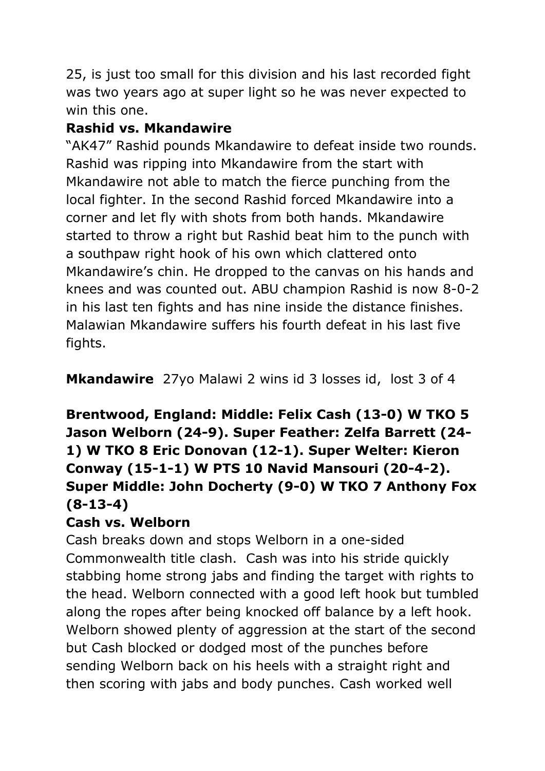25, is just too small for this division and his last recorded fight was two years ago at super light so he was never expected to win this one.

**Rashid vs. Mkandawire**

"AK47" Rashid pounds Mkandawire to defeat inside two rounds. Rashid was ripping into Mkandawire from the start with Mkandawire not able to match the fierce punching from the local fighter. In the second Rashid forced Mkandawire into a corner and let fly with shots from both hands. Mkandawire started to throw a right but Rashid beat him to the punch with a southpaw right hook of his own which clattered onto Mkandawire's chin. He dropped to the canvas on his hands and knees and was counted out. ABU champion Rashid is now 8-0-2 in his last ten fights and has nine inside the distance finishes. Malawian Mkandawire suffers his fourth defeat in his last five fights.

**Mkandawire** 27yo Malawi 2 wins id 3 losses id, lost 3 of 4

**Brentwood, England: Middle: Felix Cash (13-0) W TKO 5 Jason Welborn (24-9). Super Feather: Zelfa Barrett (24-1) W TKO 8 Eric Donovan (12-1). Super Welter: Kieron Conway (15-1-1) W PTS 10 Navid Mansouri (20-4-2). Super Middle: John Docherty (9-0) W TKO 7 Anthony Fox (8-13-4)**

**Cash vs. Welborn**

Cash breaks down and stops Welborn in a one-sided Commonwealth title clash. Cash was into his stride quickly stabbing home strong jabs and finding the target with rights to the head. Welborn connected with a good left hook but tumbled along the ropes after being knocked off balance by a left hook. Welborn showed plenty of aggression at the start of the second but Cash blocked or dodged most of the punches before sending Welborn back on his heels with a straight right and then scoring with jabs and body punches. Cash worked well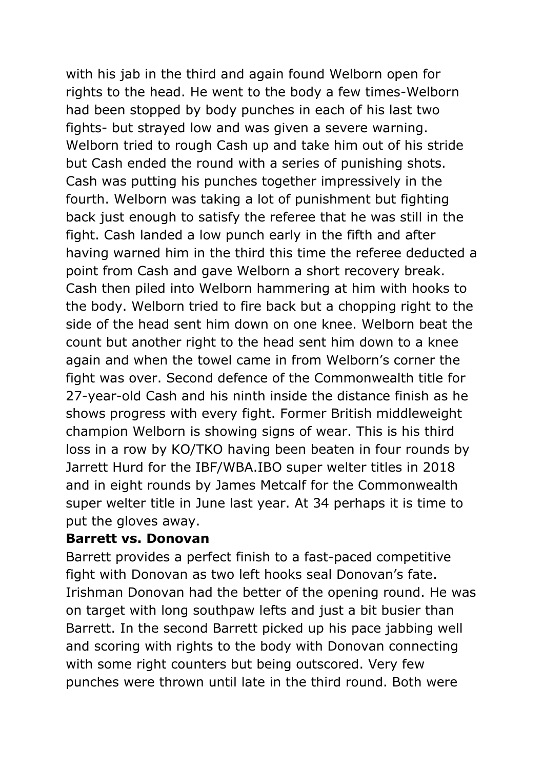with his jab in the third and again found Welborn open for rights to the head. He went to the body a few times-Welborn had been stopped by body punches in each of his last two fights- but strayed low and was given a severe warning. Welborn tried to rough Cash up and take him out of his stride but Cash ended the round with a series of punishing shots. Cash was putting his punches together impressively in the fourth. Welborn was taking a lot of punishment but fighting back just enough to satisfy the referee that he was still in the fight. Cash landed a low punch early in the fifth and after having warned him in the third this time the referee deducted a point from Cash and gave Welborn a short recovery break. Cash then piled into Welborn hammering at him with hooks to the body. Welborn tried to fire back but a chopping right to the side of the head sent him down on one knee. Welborn beat the count but another right to the head sent him down to a knee again and when the towel came in from Welborn's corner the fight was over. Second defence of the Commonwealth title for 27-year-old Cash and his ninth inside the distance finish as he shows progress with every fight. Former British middleweight champion Welborn is showing signs of wear. This is his third loss in a row by KO/TKO having been beaten in four rounds by Jarrett Hurd for the IBF/WBA.IBO super welter titles in 2018 and in eight rounds by James Metcalf for the Commonwealth super welter title in June last year. At 34 perhaps it is time to put the gloves away.

**Barrett vs. Donovan**

Barrett provides a perfect finish to a fast-paced competitive fight with Donovan as two left hooks seal Donovan's fate. Irishman Donovan had the better of the opening round. He was on target with long southpaw lefts and just a bit busier than Barrett. In the second Barrett picked up his pace jabbing well and scoring with rights to the body with Donovan connecting with some right counters but being outscored. Very few punches were thrown until late in the third round. Both were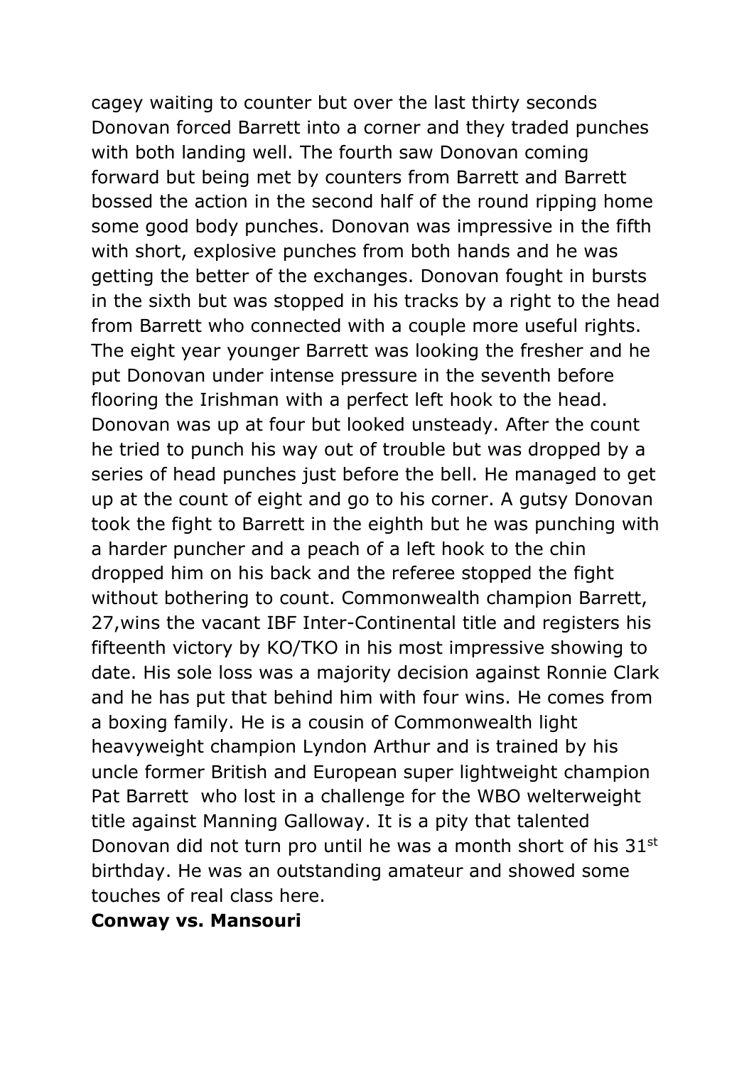cagey waiting to counter but over the last thirty seconds Donovan forced Barrett into a corner and they traded punches with both landing well. The fourth saw Donovan coming forward but being met by counters from Barrett and Barrett bossed the action in the second half of the round ripping home some good body punches. Donovan was impressive in the fifth with short, explosive punches from both hands and he was getting the better of the exchanges. Donovan fought in bursts in the sixth but was stopped in his tracks by a right to the head from Barrett who connected with a couple more useful rights. The eight year younger Barrett was looking the fresher and he put Donovan under intense pressure in the seventh before flooring the Irishman with a perfect left hook to the head. Donovan was up at four but looked unsteady. After the count he tried to punch his way out of trouble but was dropped by a series of head punches just before the bell. He managed to get up at the count of eight and go to his corner. A gutsy Donovan took the fight to Barrett in the eighth but he was punching with a harder puncher and a peach of a left hook to the chin dropped him on his back and the referee stopped the fight without bothering to count. Commonwealth champion Barrett, 27,wins the vacant IBF Inter-Continental title and registers his fifteenth victory by KO/TKO in his most impressive showing to date. His sole loss was a majority decision against Ronnie Clark and he has put that behind him with four wins. He comes from a boxing family. He is a cousin of Commonwealth light heavyweight champion Lyndon Arthur and is trained by his uncle former British and European super lightweight champion Pat Barrett who lost in a challenge for the WBO welterweight title against Manning Galloway. It is a pity that talented Donovan did not turn pro until he was a month short of his 31st birthday. He was an outstanding amateur and showed some touches of real class here.

**Conway vs. Mansouri**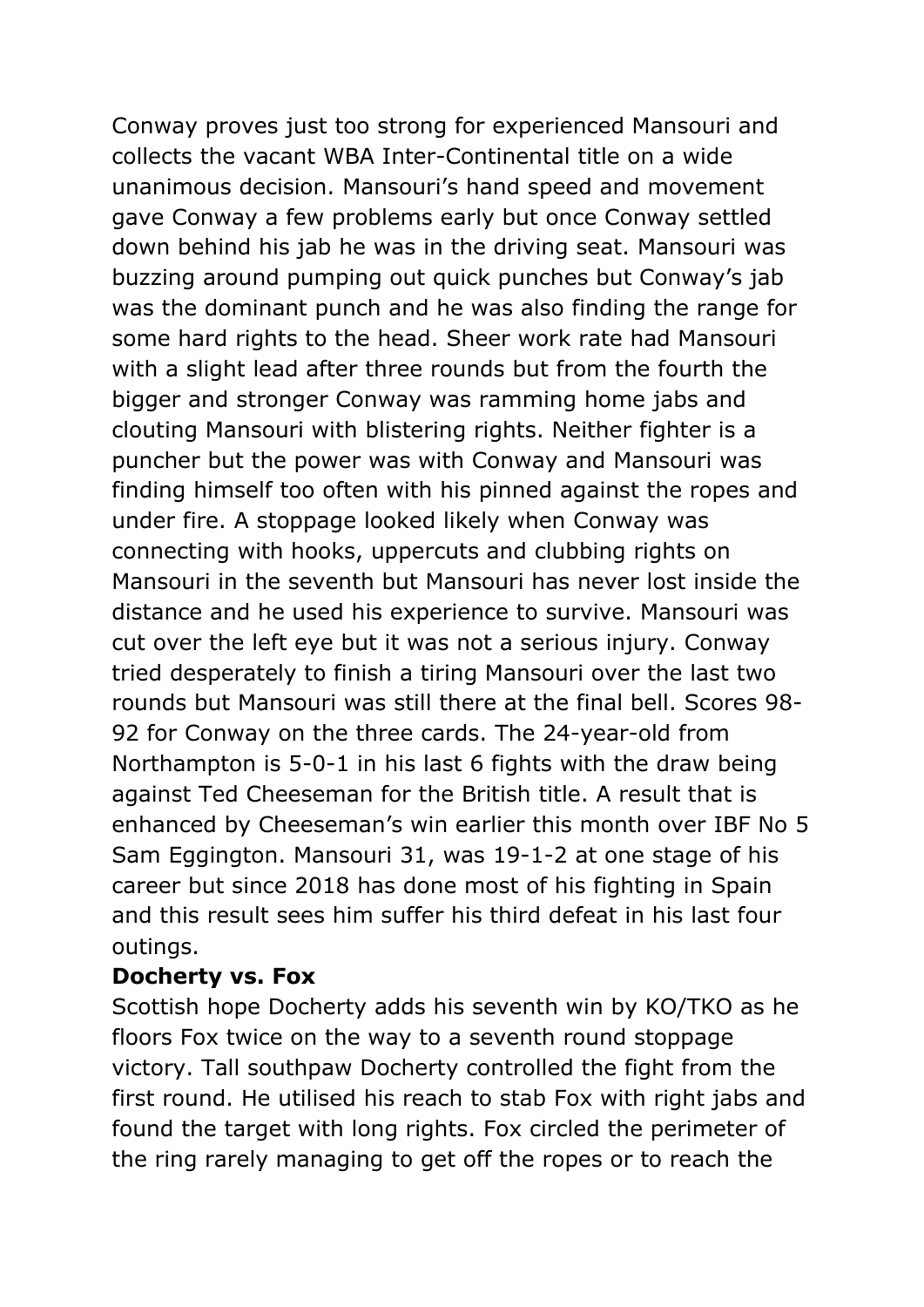Conway proves just too strong for experienced Mansouri and collects the vacant WBA Inter-Continental title on a wide unanimous decision. Mansouri's hand speed and movement gave Conway a few problems early but once Conway settled down behind his jab he was in the driving seat. Mansouri was buzzing around pumping out quick punches but Conway's jab was the dominant punch and he was also finding the range for some hard rights to the head. Sheer work rate had Mansouri with a slight lead after three rounds but from the fourth the bigger and stronger Conway was ramming home jabs and clouting Mansouri with blistering rights. Neither fighter is a puncher but the power was with Conway and Mansouri was finding himself too often with his pinned against the ropes and under fire. A stoppage looked likely when Conway was connecting with hooks, uppercuts and clubbing rights on Mansouri in the seventh but Mansouri has never lost inside the distance and he used his experience to survive. Mansouri was cut over the left eye but it was not a serious injury. Conway tried desperately to finish a tiring Mansouri over the last two rounds but Mansouri was still there at the final bell. Scores 98-92 for Conway on the three cards. The 24-year-old from Northampton is 5-0-1 in his last 6 fights with the draw being against Ted Cheeseman for the British title. A result that is enhanced by Cheeseman's win earlier this month over IBF No 5 Sam Eggington. Mansouri 31, was 19-1-2 at one stage of his career but since 2018 has done most of his fighting in Spain and this result sees him suffer his third defeat in his last four outings.

**Docherty vs. Fox**

Scottish hope Docherty adds his seventh win by KO/TKO as he floors Fox twice on the way to a seventh round stoppage victory. Tall southpaw Docherty controlled the fight from the first round. He utilised his reach to stab Fox with right jabs and found the target with long rights. Fox circled the perimeter of the ring rarely managing to get off the ropes or to reach the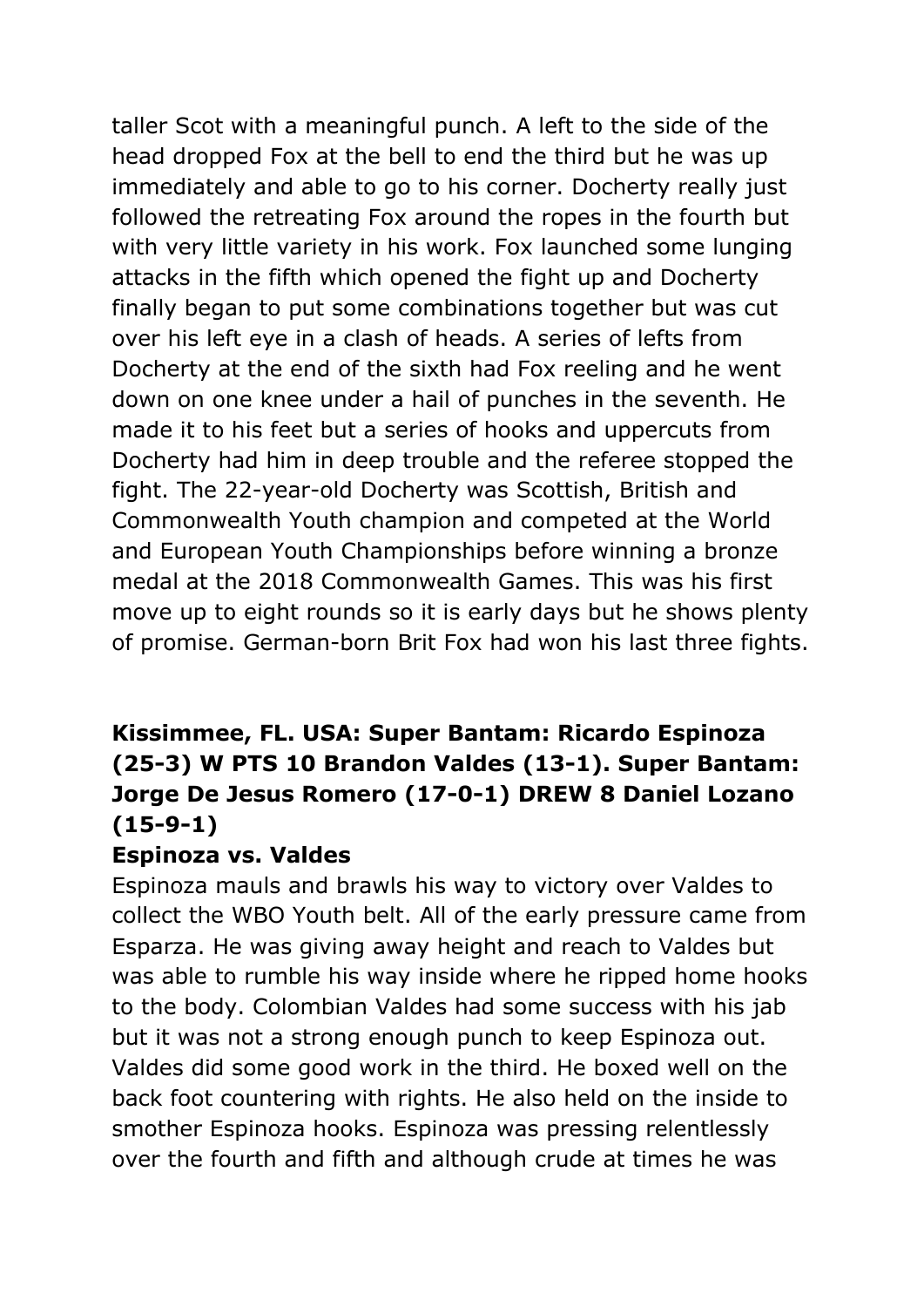taller Scot with a meaningful punch. A left to the side of the head dropped Fox at the bell to end the third but he was up immediately and able to go to his corner. Docherty really just followed the retreating Fox around the ropes in the fourth but with very little variety in his work. Fox launched some lunging attacks in the fifth which opened the fight up and Docherty finally began to put some combinations together but was cut over his left eye in a clash of heads. A series of lefts from Docherty at the end of the sixth had Fox reeling and he went down on one knee under a hail of punches in the seventh. He made it to his feet but a series of hooks and uppercuts from Docherty had him in deep trouble and the referee stopped the fight. The 22-year-old Docherty was Scottish, British and Commonwealth Youth champion and competed at the World and European Youth Championships before winning a bronze medal at the 2018 Commonwealth Games. This was his first move up to eight rounds so it is early days but he shows plenty of promise. German-born Brit Fox had won his last three fights.

**Kissimmee, FL. USA: Super Bantam: Ricardo Espinoza (25-3) W PTS 10 Brandon Valdes (13-1). Super Bantam: Jorge De Jesus Romero (17-0-1) DREW 8 Daniel Lozano (15-9-1)**

**Espinoza vs. Valdes**

Espinoza mauls and brawls his way to victory over Valdes to collect the WBO Youth belt. All of the early pressure came from Esparza. He was giving away height and reach to Valdes but was able to rumble his way inside where he ripped home hooks to the body. Colombian Valdes had some success with his jab but it was not a strong enough punch to keep Espinoza out. Valdes did some good work in the third. He boxed well on the back foot countering with rights. He also held on the inside to smother Espinoza hooks. Espinoza was pressing relentlessly over the fourth and fifth and although crude at times he was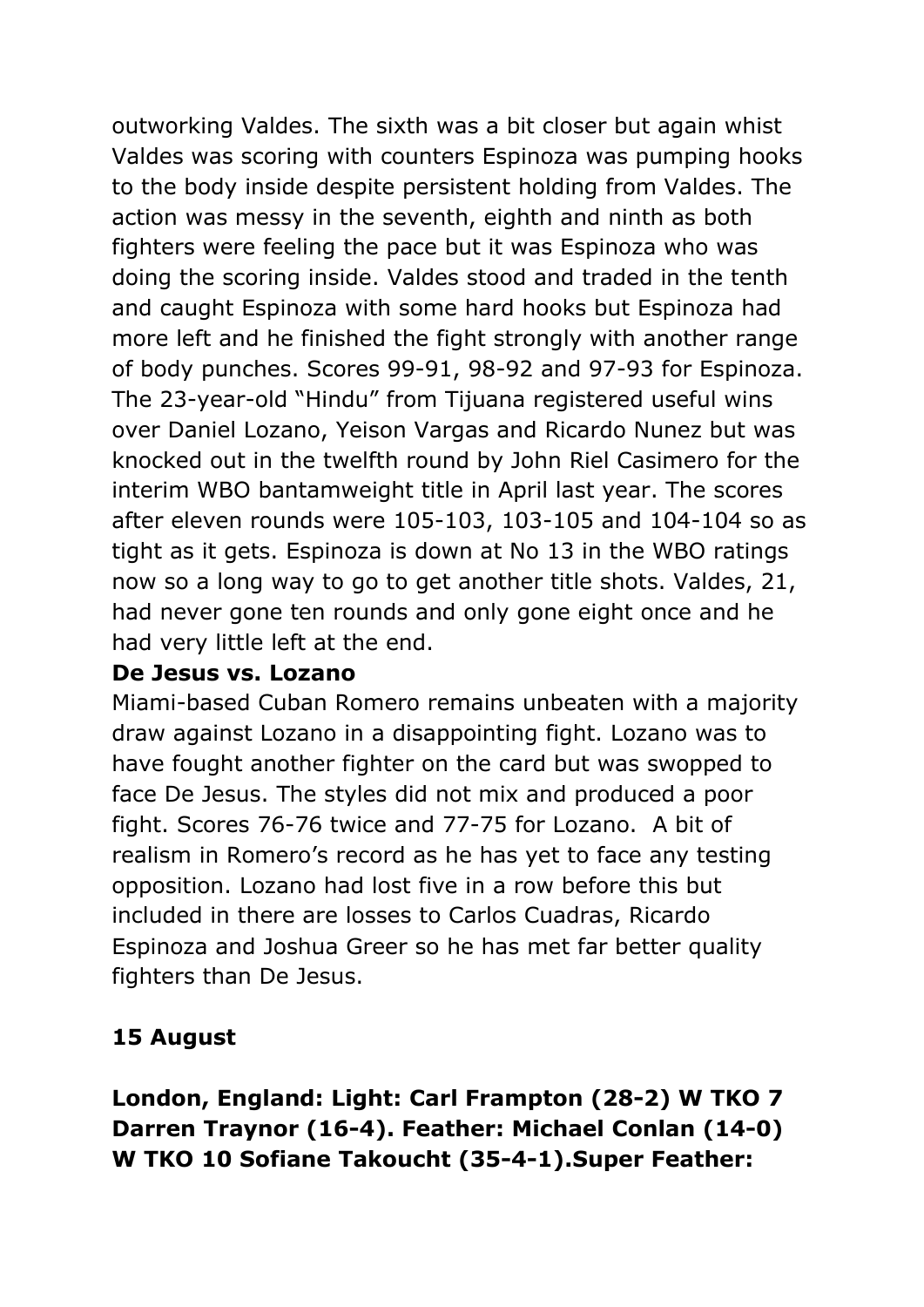outworking Valdes. The sixth was a bit closer but again whist Valdes was scoring with counters Espinoza was pumping hooks to the body inside despite persistent holding from Valdes. The action was messy in the seventh, eighth and ninth as both fighters were feeling the pace but it was Espinoza who was doing the scoring inside. Valdes stood and traded in the tenth and caught Espinoza with some hard hooks but Espinoza had more left and he finished the fight strongly with another range of body punches. Scores 99-91, 98-92 and 97-93 for Espinoza. The 23-year-old "Hindu" from Tijuana registered useful wins over Daniel Lozano, Yeison Vargas and Ricardo Nunez but was knocked out in the twelfth round by John Riel Casimero for the interim WBO bantamweight title in April last year. The scores after eleven rounds were 105-103, 103-105 and 104-104 so as tight as it gets. Espinoza is down at No 13 in the WBO ratings now so a long way to go to get another title shots. Valdes, 21, had never gone ten rounds and only gone eight once and he had very little left at the end.

**De Jesus vs. Lozano**

Miami-based Cuban Romero remains unbeaten with a majority draw against Lozano in a disappointing fight. Lozano was to have fought another fighter on the card but was swopped to face De Jesus. The styles did not mix and produced a poor fight. Scores 76-76 twice and 77-75 for Lozano. A bit of realism in Romero's record as he has yet to face any testing opposition. Lozano had lost five in a row before this but included in there are losses to Carlos Cuadras, Ricardo Espinoza and Joshua Greer so he has met far better quality fighters than De Jesus.

**15 August**

**London, England: Light: Carl Frampton (28-2) W TKO 7 Darren Traynor (16-4). Feather: Michael Conlan (14-0) W TKO 10 Sofiane Takoucht (35-4-1).Super Feather:**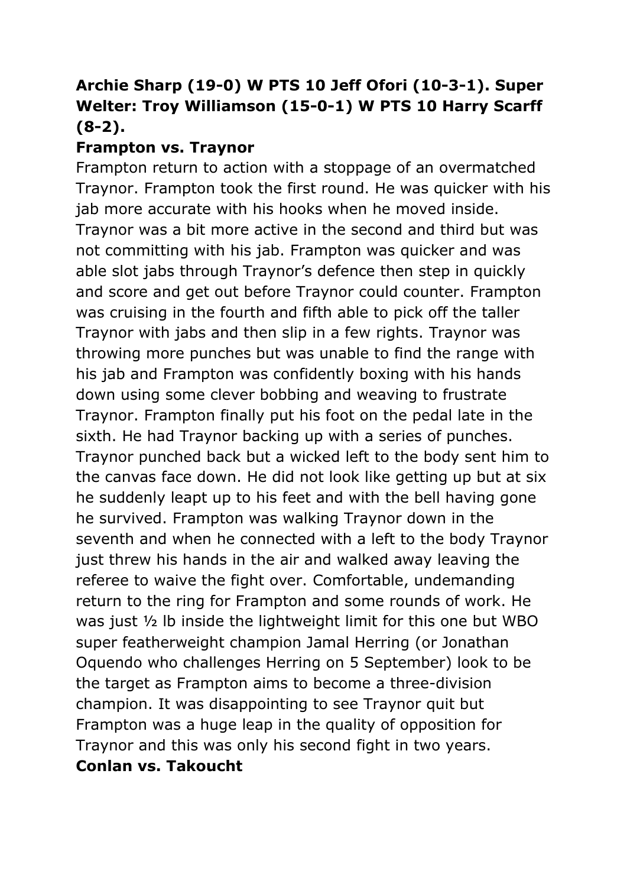**Archie Sharp (19-0) W PTS 10 Jeff Ofori (10-3-1). Super Welter: Troy Williamson (15-0-1) W PTS 10 Harry Scarff (8-2).**

**Frampton vs. Traynor**

Frampton return to action with a stoppage of an overmatched Traynor. Frampton took the first round. He was quicker with his jab more accurate with his hooks when he moved inside. Traynor was a bit more active in the second and third but was not committing with his jab. Frampton was quicker and was able slot jabs through Traynor's defence then step in quickly and score and get out before Traynor could counter. Frampton was cruising in the fourth and fifth able to pick off the taller Traynor with jabs and then slip in a few rights. Traynor was throwing more punches but was unable to find the range with his jab and Frampton was confidently boxing with his hands down using some clever bobbing and weaving to frustrate Traynor. Frampton finally put his foot on the pedal late in the sixth. He had Traynor backing up with a series of punches. Traynor punched back but a wicked left to the body sent him to the canvas face down. He did not look like getting up but at six he suddenly leapt up to his feet and with the bell having gone he survived. Frampton was walking Traynor down in the seventh and when he connected with a left to the body Traynor just threw his hands in the air and walked away leaving the referee to waive the fight over. Comfortable, undemanding return to the ring for Frampton and some rounds of work. He was just ½ lb inside the lightweight limit for this one but WBO super featherweight champion Jamal Herring (or Jonathan Oquendo who challenges Herring on 5 September) look to be the target as Frampton aims to become a three-division champion. It was disappointing to see Traynor quit but Frampton was a huge leap in the quality of opposition for Traynor and this was only his second fight in two years.

**Conlan vs. Takoucht**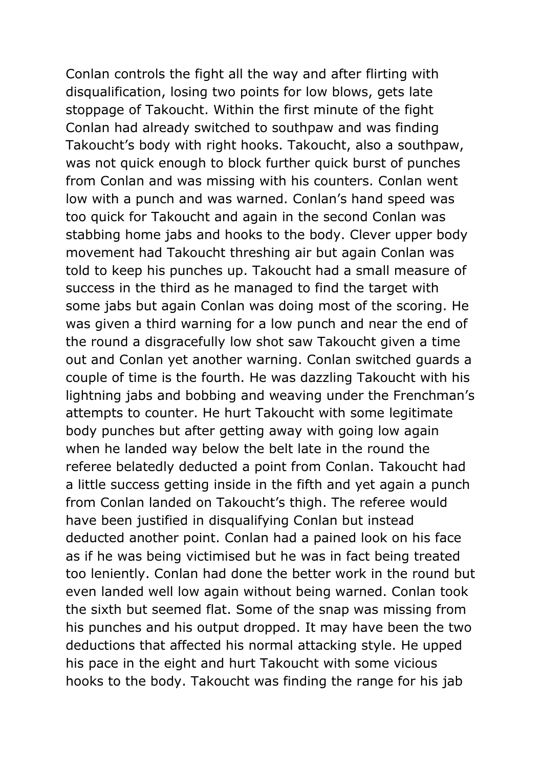Conlan controls the fight all the way and after flirting with disqualification, losing two points for low blows, gets late stoppage of Takoucht. Within the first minute of the fight Conlan had already switched to southpaw and was finding Takoucht's body with right hooks. Takoucht, also a southpaw, was not quick enough to block further quick burst of punches from Conlan and was missing with his counters. Conlan went low with a punch and was warned. Conlan's hand speed was too quick for Takoucht and again in the second Conlan was stabbing home jabs and hooks to the body. Clever upper body movement had Takoucht threshing air but again Conlan was told to keep his punches up. Takoucht had a small measure of success in the third as he managed to find the target with some jabs but again Conlan was doing most of the scoring. He was given a third warning for a low punch and near the end of the round a disgracefully low shot saw Takoucht given a time out and Conlan yet another warning. Conlan switched guards a couple of time is the fourth. He was dazzling Takoucht with his lightning jabs and bobbing and weaving under the Frenchman's attempts to counter. He hurt Takoucht with some legitimate body punches but after getting away with going low again when he landed way below the belt late in the round the referee belatedly deducted a point from Conlan. Takoucht had a little success getting inside in the fifth and yet again a punch from Conlan landed on Takoucht's thigh. The referee would have been justified in disqualifying Conlan but instead deducted another point. Conlan had a pained look on his face as if he was being victimised but he was in fact being treated too leniently. Conlan had done the better work in the round but even landed well low again without being warned. Conlan took the sixth but seemed flat. Some of the snap was missing from his punches and his output dropped. It may have been the two deductions that affected his normal attacking style. He upped his pace in the eight and hurt Takoucht with some vicious hooks to the body. Takoucht was finding the range for his jab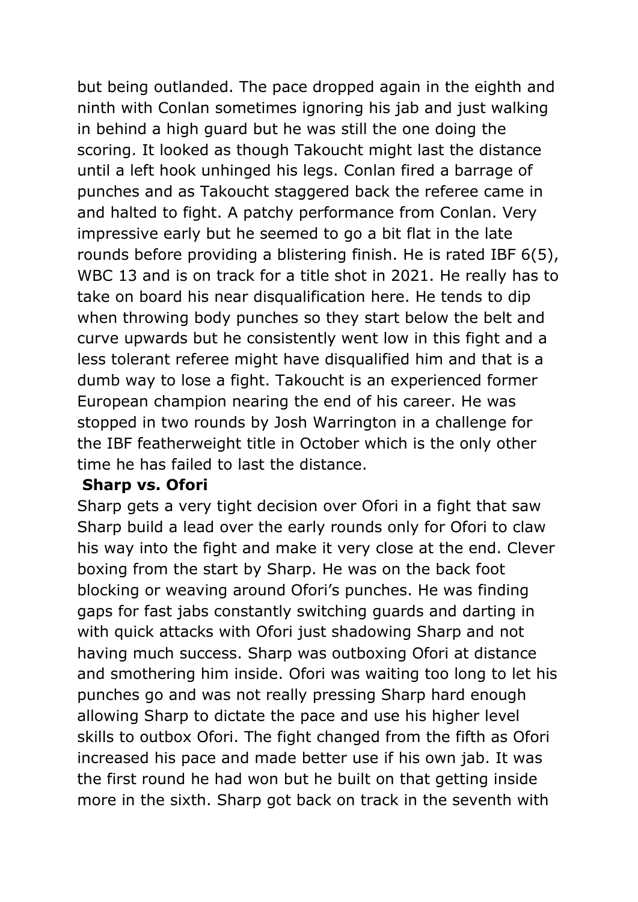but being outlanded. The pace dropped again in the eighth and ninth with Conlan sometimes ignoring his jab and just walking in behind a high guard but he was still the one doing the scoring. It looked as though Takoucht might last the distance until a left hook unhinged his legs. Conlan fired a barrage of punches and as Takoucht staggered back the referee came in and halted to fight. A patchy performance from Conlan. Very impressive early but he seemed to go a bit flat in the late rounds before providing a blistering finish. He is rated IBF 6(5), WBC 13 and is on track for a title shot in 2021. He really has to take on board his near disqualification here. He tends to dip when throwing body punches so they start below the belt and curve upwards but he consistently went low in this fight and a less tolerant referee might have disqualified him and that is a dumb way to lose a fight. Takoucht is an experienced former European champion nearing the end of his career. He was stopped in two rounds by Josh Warrington in a challenge for the IBF featherweight title in October which is the only other time he has failed to last the distance.

**Sharp vs. Ofori**

Sharp gets a very tight decision over Ofori in a fight that saw Sharp build a lead over the early rounds only for Ofori to claw his way into the fight and make it very close at the end. Clever boxing from the start by Sharp. He was on the back foot blocking or weaving around Ofori's punches. He was finding gaps for fast jabs constantly switching guards and darting in with quick attacks with Ofori just shadowing Sharp and not having much success. Sharp was outboxing Ofori at distance and smothering him inside. Ofori was waiting too long to let his punches go and was not really pressing Sharp hard enough allowing Sharp to dictate the pace and use his higher level skills to outbox Ofori. The fight changed from the fifth as Ofori increased his pace and made better use if his own jab. It was the first round he had won but he built on that getting inside more in the sixth. Sharp got back on track in the seventh with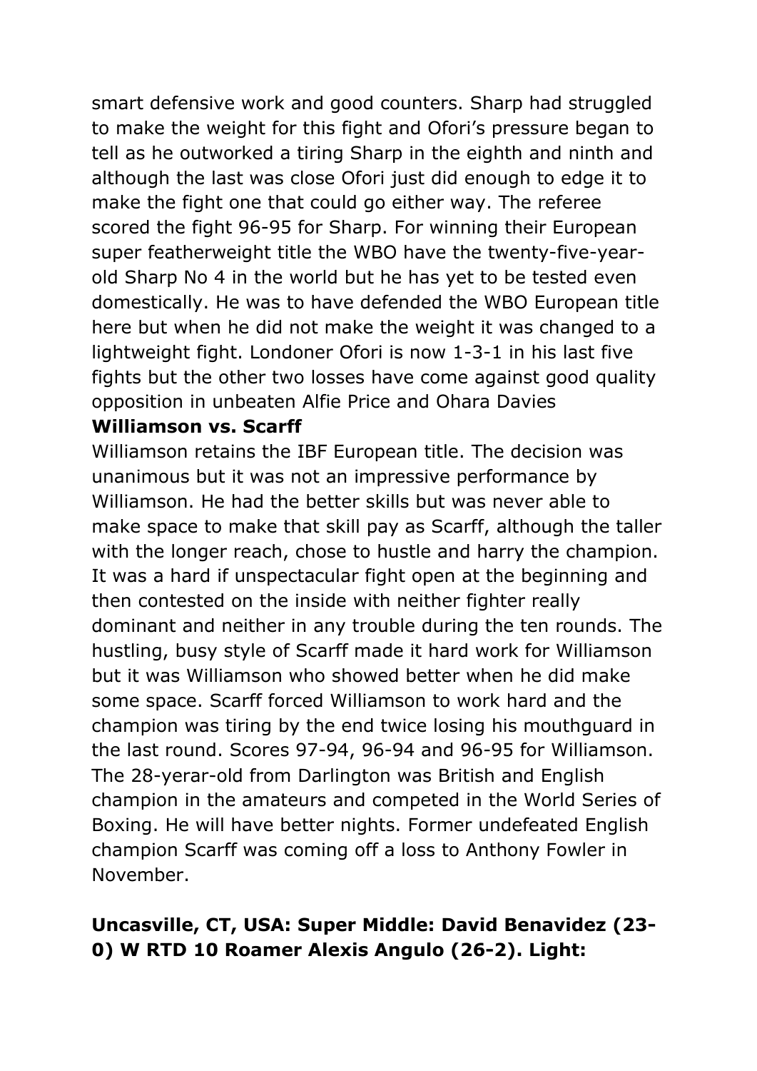smart defensive work and good counters. Sharp had struggled to make the weight for this fight and Ofori's pressure began to tell as he outworked a tiring Sharp in the eighth and ninth and although the last was close Ofori just did enough to edge it to make the fight one that could go either way. The referee scored the fight 96-95 for Sharp. For winning their European super featherweight title the WBO have the twenty-five-year-old Sharp No 4 in the world but he has yet to be tested even domestically. He was to have defended the WBO European title here but when he did not make the weight it was changed to a lightweight fight. Londoner Ofori is now 1-3-1 in his last five fights but the other two losses have come against good quality opposition in unbeaten Alfie Price and Ohara Davies

**Williamson vs. Scarff**

Williamson retains the IBF European title. The decision was unanimous but it was not an impressive performance by Williamson. He had the better skills but was never able to make space to make that skill pay as Scarff, although the taller with the longer reach, chose to hustle and harry the champion. It was a hard if unspectacular fight open at the beginning and then contested on the inside with neither fighter really dominant and neither in any trouble during the ten rounds. The hustling, busy style of Scarff made it hard work for Williamson but it was Williamson who showed better when he did make some space. Scarff forced Williamson to work hard and the champion was tiring by the end twice losing his mouthguard in the last round. Scores 97-94, 96-94 and 96-95 for Williamson. The 28-yerar-old from Darlington was British and English champion in the amateurs and competed in the World Series of Boxing. He will have better nights. Former undefeated English champion Scarff was coming off a loss to Anthony Fowler in November.

**Uncasville, CT, USA: Super Middle: David Benavidez (23-0) W RTD 10 Roamer Alexis Angulo (26-2). Light:**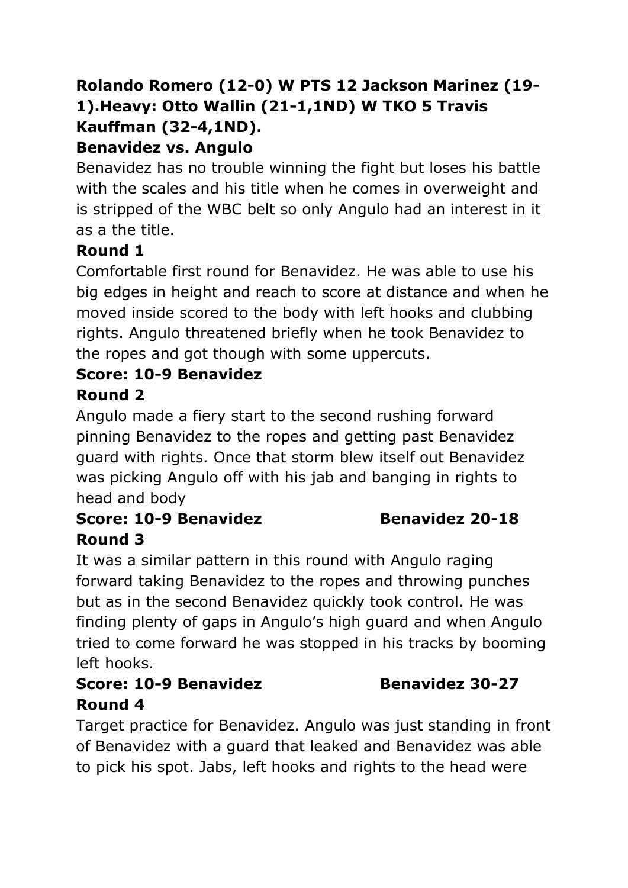**Rolando Romero (12-0) W PTS 12 Jackson Marinez (19-1).Heavy: Otto Wallin (21-1,1ND) W TKO 5 Travis Kauffman (32-4,1ND).**

**Benavidez vs. Angulo**

Benavidez has no trouble winning the fight but loses his battle with the scales and his title when he comes in overweight and is stripped of the WBC belt so only Angulo had an interest in it as a the title.

**Round 1**

Comfortable first round for Benavidez. He was able to use his big edges in height and reach to score at distance and when he moved inside scored to the body with left hooks and clubbing rights. Angulo threatened briefly when he took Benavidez to the ropes and got though with some uppercuts.

**Score: 10-9 Benavidez**

**Round 2**

Angulo made a fiery start to the second rushing forward pinning Benavidez to the ropes and getting past Benavidez guard with rights. Once that storm blew itself out Benavidez was picking Angulo off with his jab and banging in rights to head and body

**Score: 10-9 Benavidez Benavidez 20-18**

**Round 3**

It was a similar pattern in this round with Angulo raging forward taking Benavidez to the ropes and throwing punches but as in the second Benavidez quickly took control. He was finding plenty of gaps in Angulo's high guard and when Angulo tried to come forward he was stopped in his tracks by booming left hooks.

**Score: 10-9 Benavidez Benavidez 30-27**

**Round 4**

Target practice for Benavidez. Angulo was just standing in front of Benavidez with a guard that leaked and Benavidez was able to pick his spot. Jabs, left hooks and rights to the head were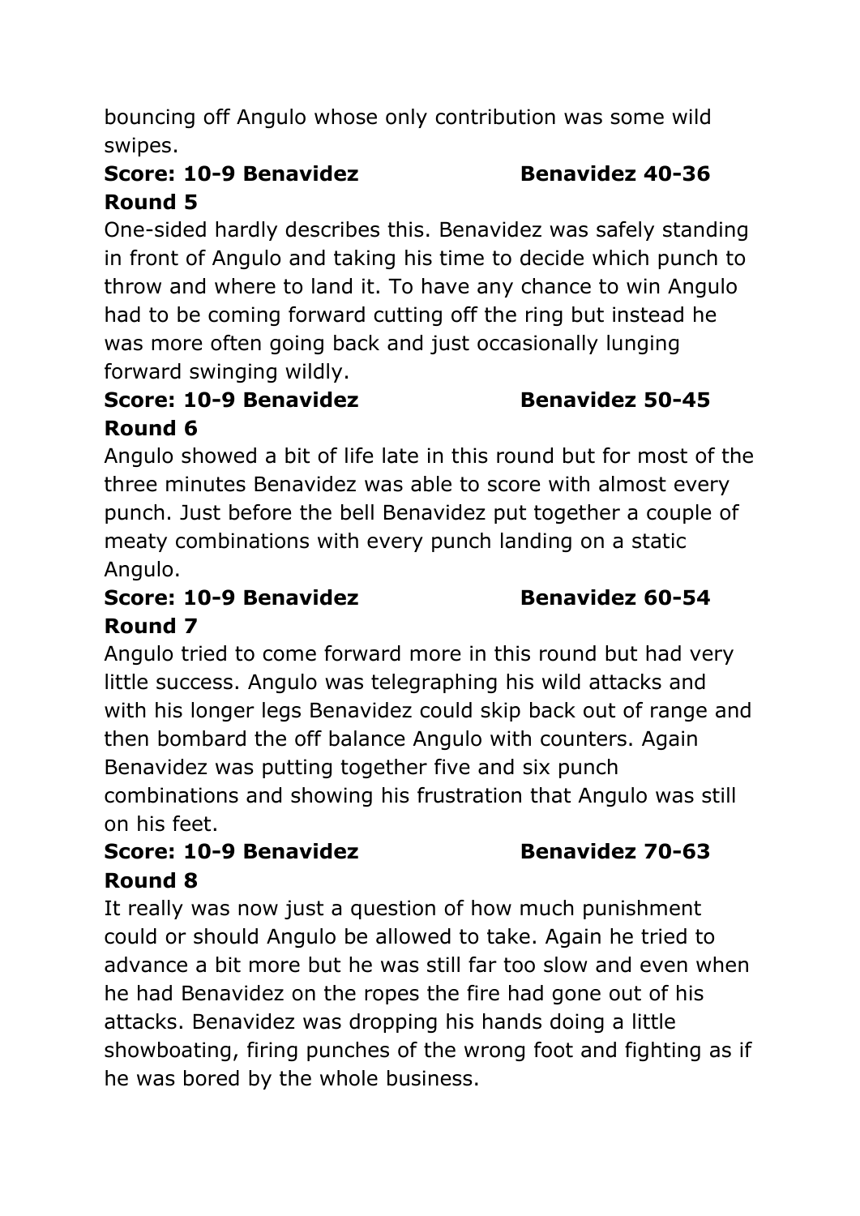bouncing off Angulo whose only contribution was some wild swipes.

**Score: 10-9 Benavidez Benavidez 40-36**

**Round 5**

One-sided hardly describes this. Benavidez was safely standing in front of Angulo and taking his time to decide which punch to throw and where to land it. To have any chance to win Angulo had to be coming forward cutting off the ring but instead he was more often going back and just occasionally lunging forward swinging wildly.

**Score: 10-9 Benavidez Benavidez 50-45**

**Round 6**

Angulo showed a bit of life late in this round but for most of the three minutes Benavidez was able to score with almost every punch. Just before the bell Benavidez put together a couple of meaty combinations with every punch landing on a static Angulo.

**Score: 10-9 Benavidez Benavidez 60-54**

**Round 7**

Angulo tried to come forward more in this round but had very little success. Angulo was telegraphing his wild attacks and with his longer legs Benavidez could skip back out of range and then bombard the off balance Angulo with counters. Again Benavidez was putting together five and six punch combinations and showing his frustration that Angulo was still on his feet.

**Score: 10-9 Benavidez Benavidez 70-63**

**Round 8**

It really was now just a question of how much punishment could or should Angulo be allowed to take. Again he tried to advance a bit more but he was still far too slow and even when he had Benavidez on the ropes the fire had gone out of his attacks. Benavidez was dropping his hands doing a little showboating, firing punches of the wrong foot and fighting as if he was bored by the whole business.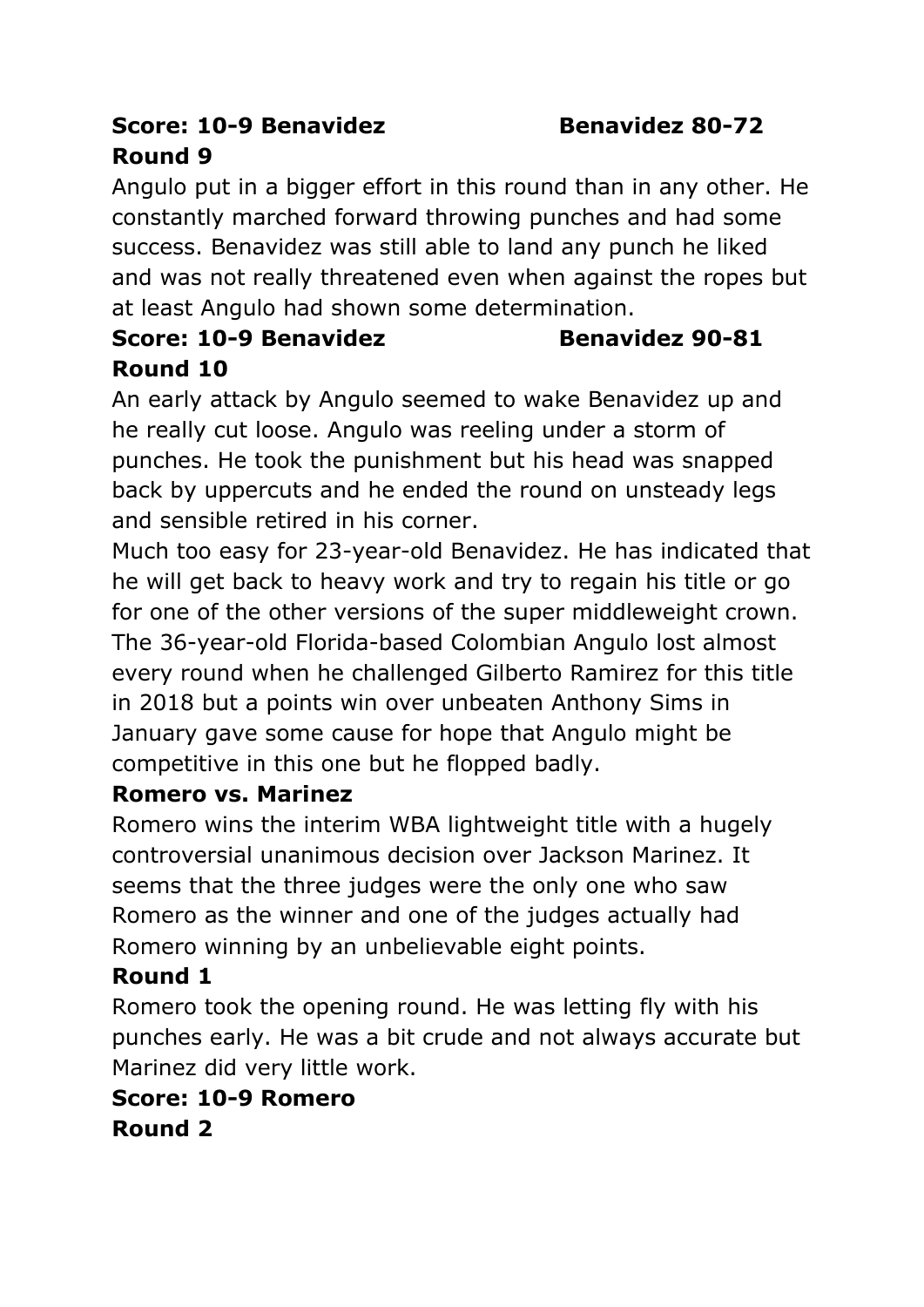**Score: 10-9 Benavidez Benavidez 80-72**

**Round 9**

Angulo put in a bigger effort in this round than in any other. He constantly marched forward throwing punches and had some success. Benavidez was still able to land any punch he liked and was not really threatened even when against the ropes but at least Angulo had shown some determination.

**Score: 10-9 Benavidez Benavidez 90-81**

**Round 10**

An early attack by Angulo seemed to wake Benavidez up and he really cut loose. Angulo was reeling under a storm of punches. He took the punishment but his head was snapped back by uppercuts and he ended the round on unsteady legs and sensible retired in his corner.

Much too easy for 23-year-old Benavidez. He has indicated that he will get back to heavy work and try to regain his title or go for one of the other versions of the super middleweight crown. The 36-year-old Florida-based Colombian Angulo lost almost every round when he challenged Gilberto Ramirez for this title in 2018 but a points win over unbeaten Anthony Sims in January gave some cause for hope that Angulo might be competitive in this one but he flopped badly.

**Romero vs. Marinez**

Romero wins the interim WBA lightweight title with a hugely controversial unanimous decision over Jackson Marinez. It seems that the three judges were the only one who saw Romero as the winner and one of the judges actually had Romero winning by an unbelievable eight points.

**Round 1**

Romero took the opening round. He was letting fly with his punches early. He was a bit crude and not always accurate but Marinez did very little work.

**Score: 10-9 Romero**

**Round 2**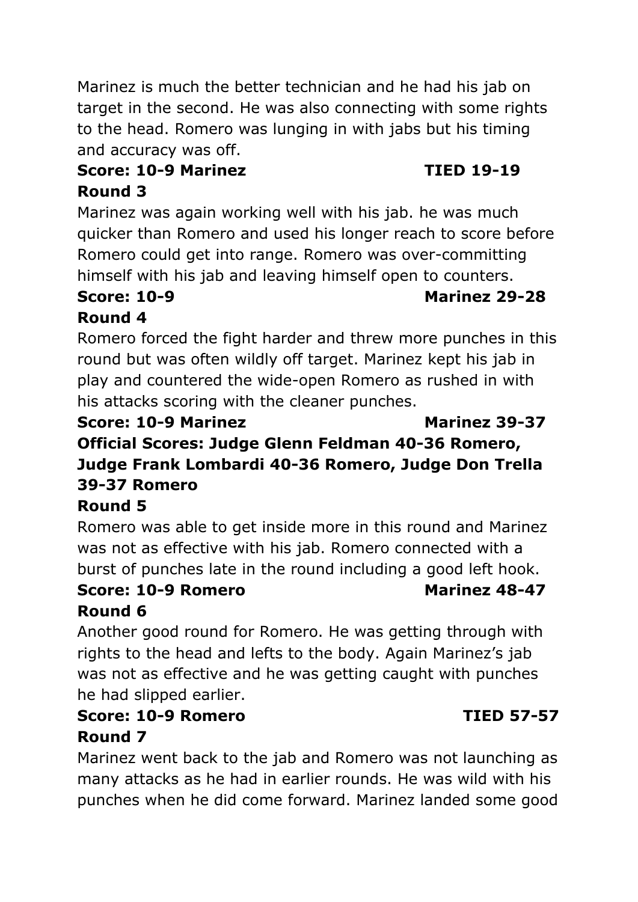Marinez is much the better technician and he had his jab on target in the second. He was also connecting with some rights to the head. Romero was lunging in with jabs but his timing and accuracy was off.

**Score: 10-9 Marinez TIED 19-19**

**Round 3**

Marinez was again working well with his jab. he was much quicker than Romero and used his longer reach to score before Romero could get into range. Romero was over-committing himself with his jab and leaving himself open to counters.

**Score: 10-9 Marinez 29-28**

**Round 4**

Romero forced the fight harder and threw more punches in this round but was often wildly off target. Marinez kept his jab in play and countered the wide-open Romero as rushed in with his attacks scoring with the cleaner punches.

**Score: 10-9 Marinez Marinez 39-37**

**Official Scores: Judge Glenn Feldman 40-36 Romero, Judge Frank Lombardi 40-36 Romero, Judge Don Trella 39-37 Romero**

**Round 5**

Romero was able to get inside more in this round and Marinez was not as effective with his jab. Romero connected with a burst of punches late in the round including a good left hook.

**Score: 10-9 Romero Marinez 48-47**

**Round 6**

Another good round for Romero. He was getting through with rights to the head and lefts to the body. Again Marinez's jab was not as effective and he was getting caught with punches he had slipped earlier.

**Score: 10-9 Romero TIED 57-57**

**Round 7**

Marinez went back to the jab and Romero was not launching as many attacks as he had in earlier rounds. He was wild with his punches when he did come forward. Marinez landed some good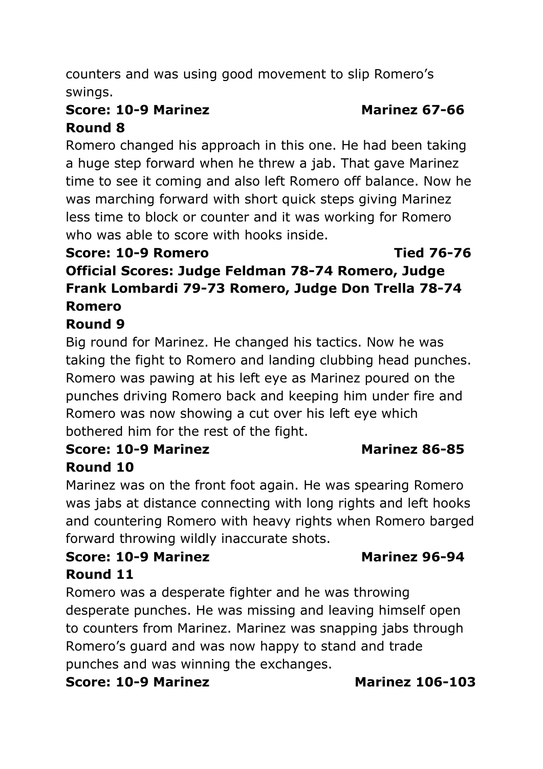counters and was using good movement to slip Romero's swings.

**Score: 10-9 Marinez Marinez 67-66**

**Round 8**

Romero changed his approach in this one. He had been taking a huge step forward when he threw a jab. That gave Marinez time to see it coming and also left Romero off balance. Now he was marching forward with short quick steps giving Marinez less time to block or counter and it was working for Romero who was able to score with hooks inside.

**Score: 10-9 Romero Tied 76-76**

**Official Scores: Judge Feldman 78-74 Romero, Judge Frank Lombardi 79-73 Romero, Judge Don Trella 78-74 Romero**

**Round 9**

Big round for Marinez. He changed his tactics. Now he was taking the fight to Romero and landing clubbing head punches. Romero was pawing at his left eye as Marinez poured on the punches driving Romero back and keeping him under fire and Romero was now showing a cut over his left eye which bothered him for the rest of the fight.

**Score: 10-9 Marinez Marinez 86-85**

**Round 10**

Marinez was on the front foot again. He was spearing Romero was jabs at distance connecting with long rights and left hooks and countering Romero with heavy rights when Romero barged forward throwing wildly inaccurate shots.

**Score: 10-9 Marinez Marinez 96-94**

**Round 11**

Romero was a desperate fighter and he was throwing desperate punches. He was missing and leaving himself open to counters from Marinez. Marinez was snapping jabs through Romero's guard and was now happy to stand and trade punches and was winning the exchanges.

**Score: 10-9 Marinez Marinez 106-103**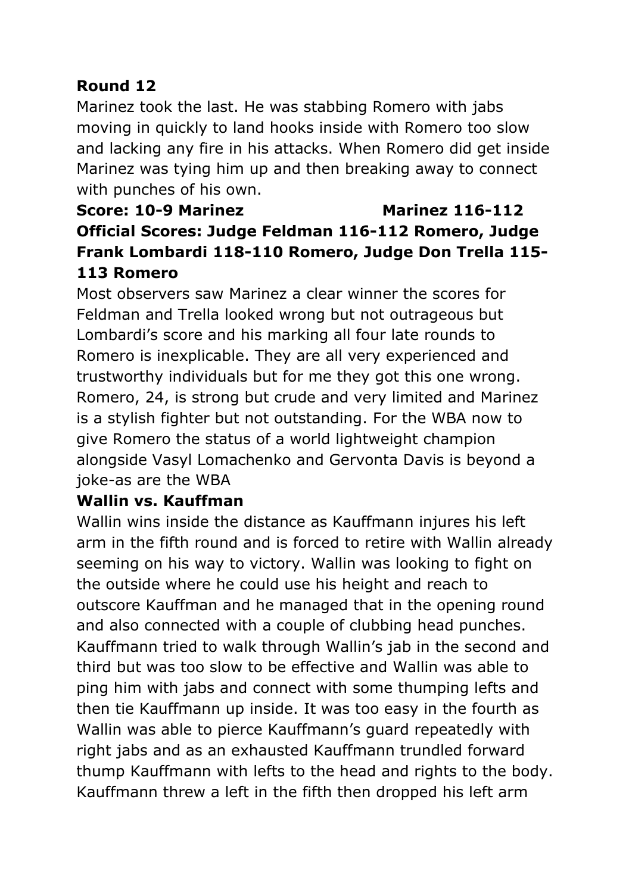**Round 12**

Marinez took the last. He was stabbing Romero with jabs moving in quickly to land hooks inside with Romero too slow and lacking any fire in his attacks. When Romero did get inside Marinez was tying him up and then breaking away to connect with punches of his own.

**Score: 10-9 Marinez Marinez 116-112**

**Official Scores: Judge Feldman 116-112 Romero, Judge Frank Lombardi 118-110 Romero, Judge Don Trella 115-113 Romero**

Most observers saw Marinez a clear winner the scores for Feldman and Trella looked wrong but not outrageous but Lombardi's score and his marking all four late rounds to Romero is inexplicable. They are all very experienced and trustworthy individuals but for me they got this one wrong. Romero, 24, is strong but crude and very limited and Marinez is a stylish fighter but not outstanding. For the WBA now to give Romero the status of a world lightweight champion alongside Vasyl Lomachenko and Gervonta Davis is beyond a joke-as are the WBA

**Wallin vs. Kauffman**

Wallin wins inside the distance as Kauffmann injures his left arm in the fifth round and is forced to retire with Wallin already seeming on his way to victory. Wallin was looking to fight on the outside where he could use his height and reach to outscore Kauffman and he managed that in the opening round and also connected with a couple of clubbing head punches. Kauffmann tried to walk through Wallin's jab in the second and third but was too slow to be effective and Wallin was able to ping him with jabs and connect with some thumping lefts and then tie Kauffmann up inside. It was too easy in the fourth as Wallin was able to pierce Kauffmann's guard repeatedly with right jabs and as an exhausted Kauffmann trundled forward thump Kauffmann with lefts to the head and rights to the body. Kauffmann threw a left in the fifth then dropped his left arm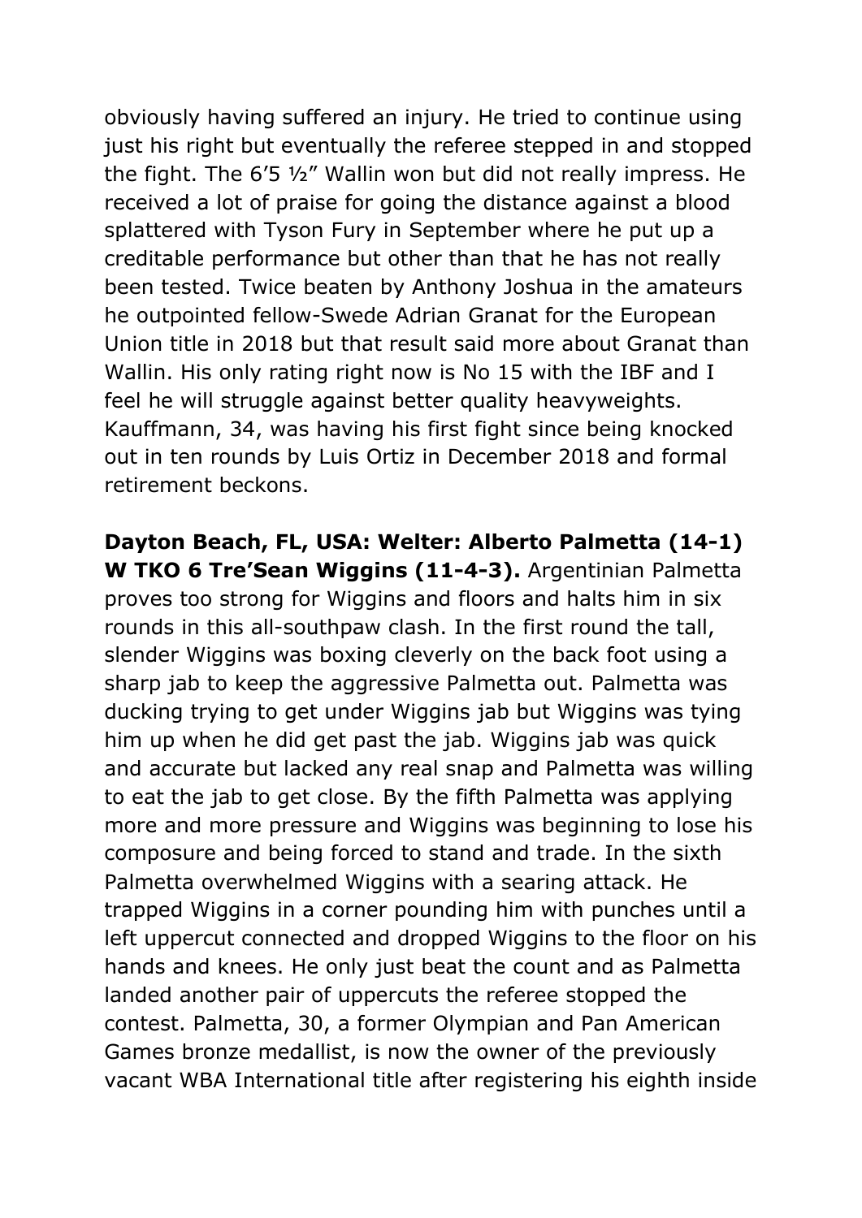obviously having suffered an injury. He tried to continue using just his right but eventually the referee stepped in and stopped the fight. The 6'5 ½" Wallin won but did not really impress. He received a lot of praise for going the distance against a blood splattered with Tyson Fury in September where he put up a creditable performance but other than that he has not really been tested. Twice beaten by Anthony Joshua in the amateurs he outpointed fellow-Swede Adrian Granat for the European Union title in 2018 but that result said more about Granat than Wallin. His only rating right now is No 15 with the IBF and I feel he will struggle against better quality heavyweights. Kauffmann, 34, was having his first fight since being knocked out in ten rounds by Luis Ortiz in December 2018 and formal retirement beckons.

**Dayton Beach, FL, USA: Welter: Alberto Palmetta (14-1) W TKO 6 Tre'Sean Wiggins (11-4-3).** Argentinian Palmetta proves too strong for Wiggins and floors and halts him in six rounds in this all-southpaw clash. In the first round the tall, slender Wiggins was boxing cleverly on the back foot using a sharp jab to keep the aggressive Palmetta out. Palmetta was ducking trying to get under Wiggins jab but Wiggins was tying him up when he did get past the jab. Wiggins jab was quick and accurate but lacked any real snap and Palmetta was willing to eat the jab to get close. By the fifth Palmetta was applying more and more pressure and Wiggins was beginning to lose his composure and being forced to stand and trade. In the sixth Palmetta overwhelmed Wiggins with a searing attack. He trapped Wiggins in a corner pounding him with punches until a left uppercut connected and dropped Wiggins to the floor on his hands and knees. He only just beat the count and as Palmetta landed another pair of uppercuts the referee stopped the contest. Palmetta, 30, a former Olympian and Pan American Games bronze medallist, is now the owner of the previously vacant WBA International title after registering his eighth inside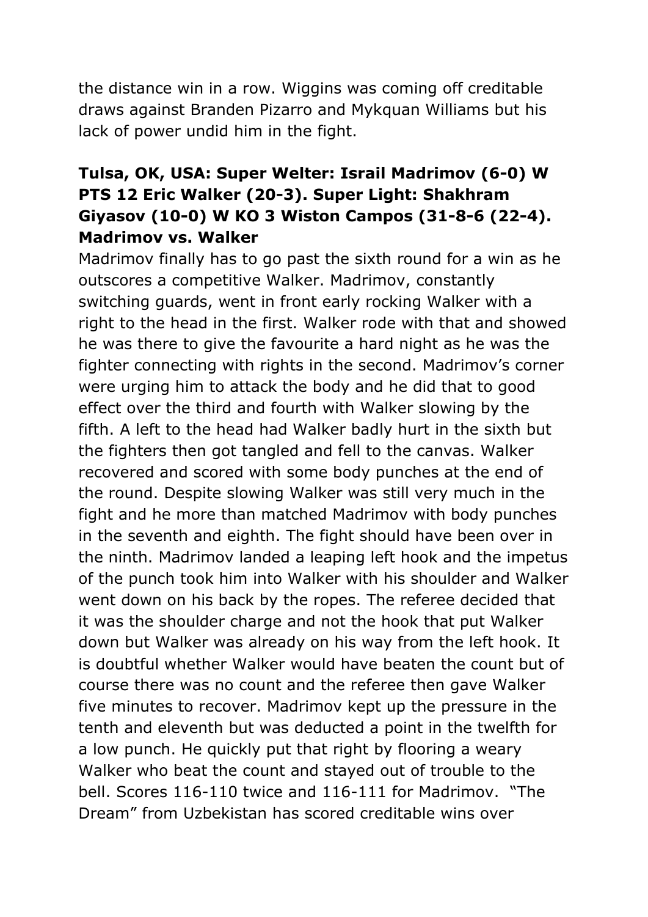the distance win in a row. Wiggins was coming off creditable draws against Branden Pizarro and Mykquan Williams but his lack of power undid him in the fight.

**Tulsa, OK, USA: Super Welter: Israil Madrimov (6-0) W PTS 12 Eric Walker (20-3). Super Light: Shakhram Giyasov (10-0) W KO 3 Wiston Campos (31-8-6 (22-4). Madrimov vs. Walker**

Madrimov finally has to go past the sixth round for a win as he outscores a competitive Walker. Madrimov, constantly switching guards, went in front early rocking Walker with a right to the head in the first. Walker rode with that and showed he was there to give the favourite a hard night as he was the fighter connecting with rights in the second. Madrimov's corner were urging him to attack the body and he did that to good effect over the third and fourth with Walker slowing by the fifth. A left to the head had Walker badly hurt in the sixth but the fighters then got tangled and fell to the canvas. Walker recovered and scored with some body punches at the end of the round. Despite slowing Walker was still very much in the fight and he more than matched Madrimov with body punches in the seventh and eighth. The fight should have been over in the ninth. Madrimov landed a leaping left hook and the impetus of the punch took him into Walker with his shoulder and Walker went down on his back by the ropes. The referee decided that it was the shoulder charge and not the hook that put Walker down but Walker was already on his way from the left hook. It is doubtful whether Walker would have beaten the count but of course there was no count and the referee then gave Walker five minutes to recover. Madrimov kept up the pressure in the tenth and eleventh but was deducted a point in the twelfth for a low punch. He quickly put that right by flooring a weary Walker who beat the count and stayed out of trouble to the bell. Scores 116-110 twice and 116-111 for Madrimov. "The Dream" from Uzbekistan has scored creditable wins over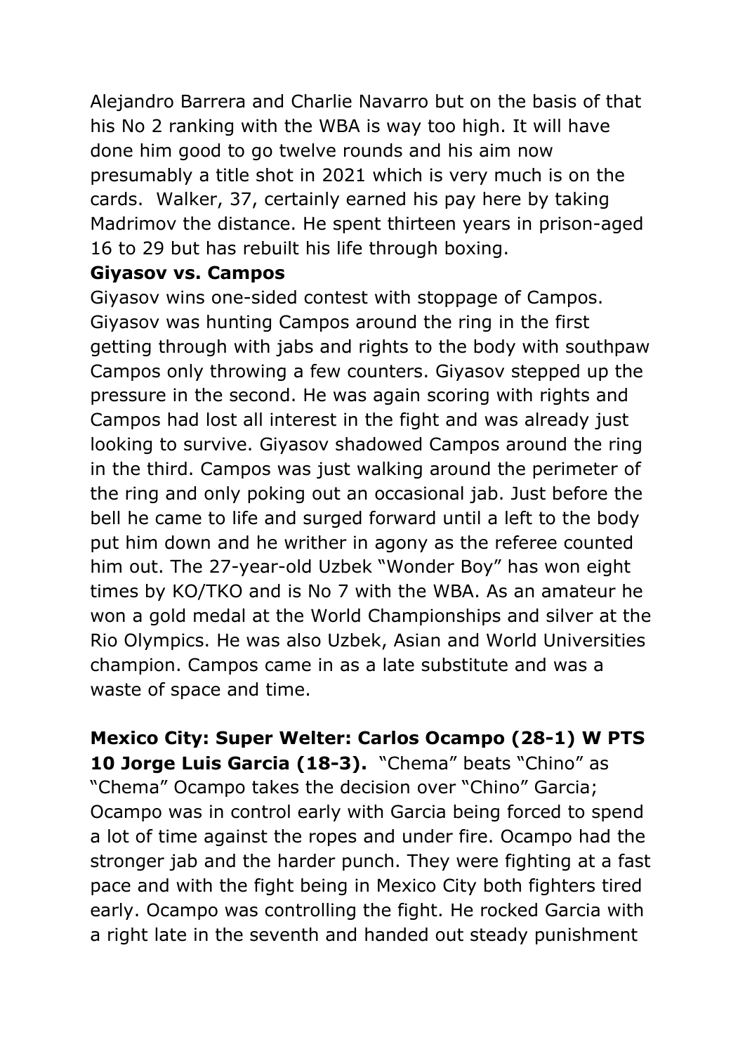Alejandro Barrera and Charlie Navarro but on the basis of that his No 2 ranking with the WBA is way too high. It will have done him good to go twelve rounds and his aim now presumably a title shot in 2021 which is very much is on the cards.  Walker, 37, certainly earned his pay here by taking Madrimov the distance. He spent thirteen years in prison-aged 16 to 29 but has rebuilt his life through boxing.

**Giyasov vs. Campos**

Giyasov wins one-sided contest with stoppage of Campos. Giyasov was hunting Campos around the ring in the first getting through with jabs and rights to the body with southpaw Campos only throwing a few counters. Giyasov stepped up the pressure in the second. He was again scoring with rights and Campos had lost all interest in the fight and was already just looking to survive. Giyasov shadowed Campos around the ring in the third. Campos was just walking around the perimeter of the ring and only poking out an occasional jab. Just before the bell he came to life and surged forward until a left to the body put him down and he writher in agony as the referee counted him out. The 27-year-old Uzbek "Wonder Boy" has won eight times by KO/TKO and is No 7 with the WBA. As an amateur he won a gold medal at the World Championships and silver at the Rio Olympics. He was also Uzbek, Asian and World Universities champion. Campos came in as a late substitute and was a waste of space and time.

**Mexico City: Super Welter: Carlos Ocampo (28-1) W PTS 10 Jorge Luis Garcia (18-3).** "Chema" beats "Chino" as "Chema" Ocampo takes the decision over "Chino" Garcia; Ocampo was in control early with Garcia being forced to spend a lot of time against the ropes and under fire. Ocampo had the stronger jab and the harder punch. They were fighting at a fast pace and with the fight being in Mexico City both fighters tired early. Ocampo was controlling the fight. He rocked Garcia with a right late in the seventh and handed out steady punishment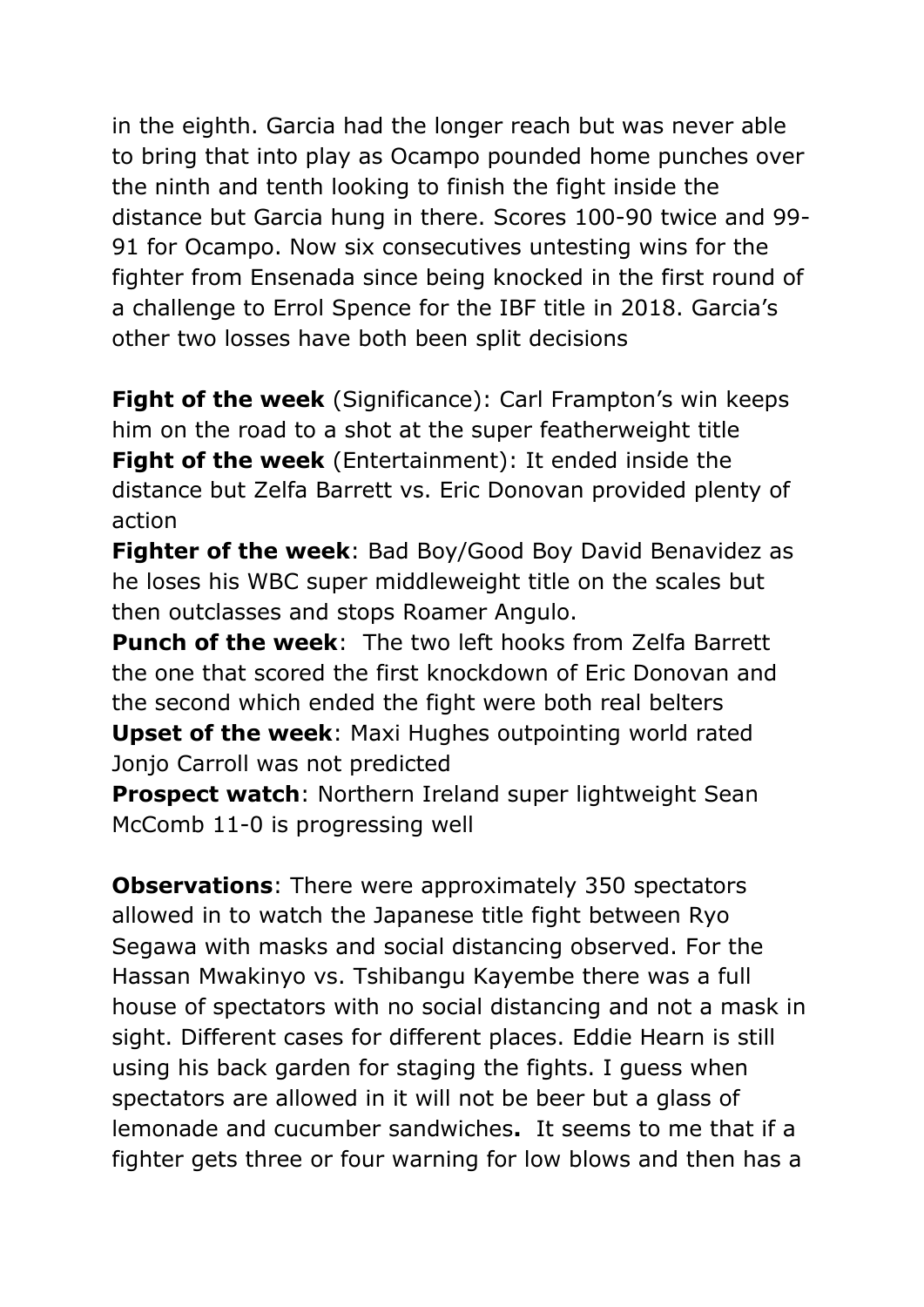in the eighth. Garcia had the longer reach but was never able to bring that into play as Ocampo pounded home punches over the ninth and tenth looking to finish the fight inside the distance but Garcia hung in there. Scores 100-90 twice and 99-91 for Ocampo. Now six consecutives untesting wins for the fighter from Ensenada since being knocked in the first round of a challenge to Errol Spence for the IBF title in 2018. Garcia's other two losses have both been split decisions

**Fight of the week** (Significance): Carl Frampton's win keeps him on the road to a shot at the super featherweight title
**Fight of the week** (Entertainment): It ended inside the distance but Zelfa Barrett vs. Eric Donovan provided plenty of action
**Fighter of the week**: Bad Boy/Good Boy David Benavidez as he loses his WBC super middleweight title on the scales but then outclasses and stops Roamer Angulo.
**Punch of the week**: The two left hooks from Zelfa Barrett the one that scored the first knockdown of Eric Donovan and the second which ended the fight were both real belters
**Upset of the week**: Maxi Hughes outpointing world rated Jonjo Carroll was not predicted
**Prospect watch**: Northern Ireland super lightweight Sean McComb 11-0 is progressing well

**Observations**: There were approximately 350 spectators allowed in to watch the Japanese title fight between Ryo Segawa with masks and social distancing observed. For the Hassan Mwakinyo vs. Tshibangu Kayembe there was a full house of spectators with no social distancing and not a mask in sight. Different cases for different places. Eddie Hearn is still using his back garden for staging the fights. I guess when spectators are allowed in it will not be beer but a glass of lemonade and cucumber sandwiches**.** It seems to me that if a fighter gets three or four warning for low blows and then has a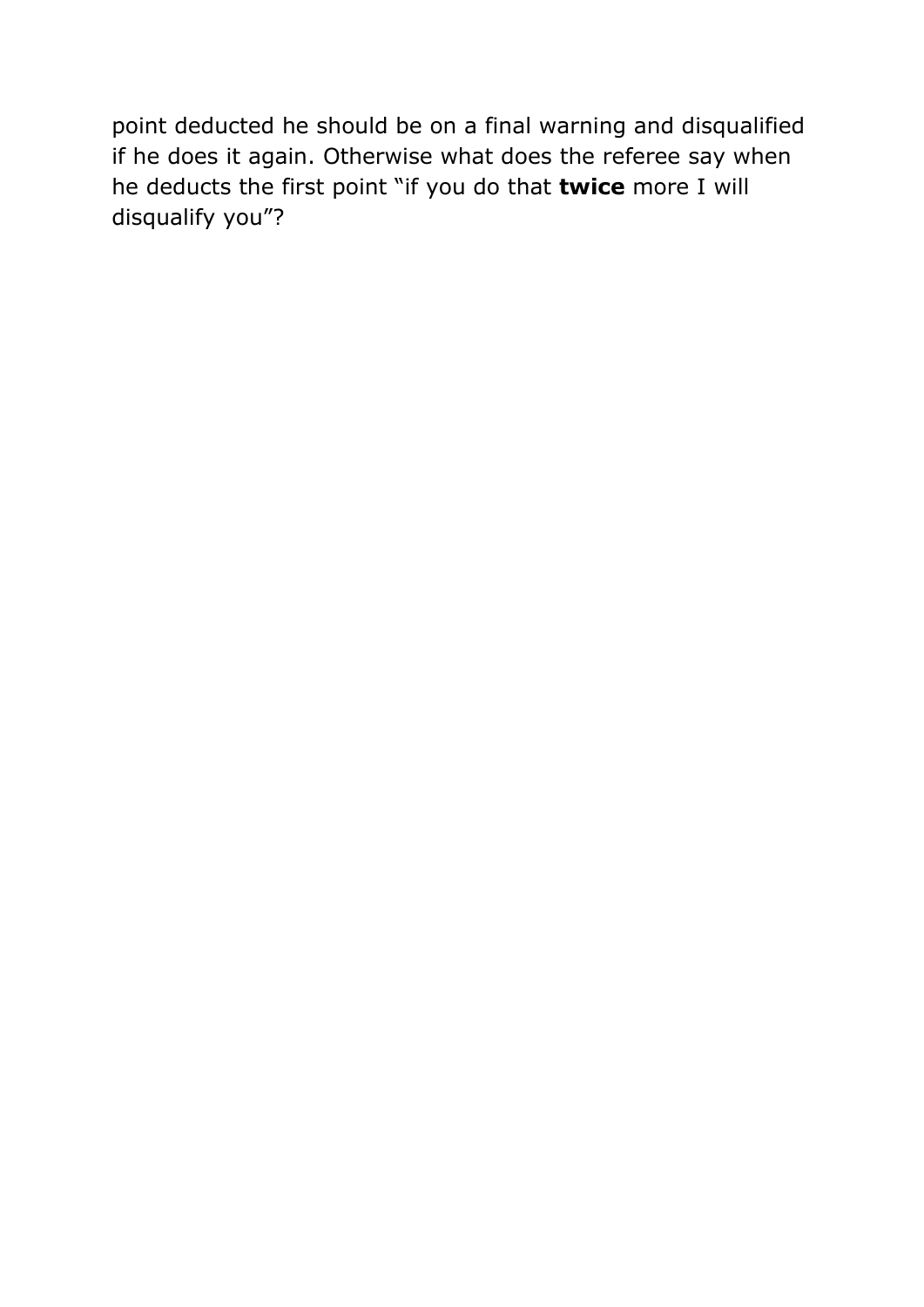point deducted he should be on a final warning and disqualified if he does it again. Otherwise what does the referee say when he deducts the first point “if you do that **twice** more I will disqualify you”?